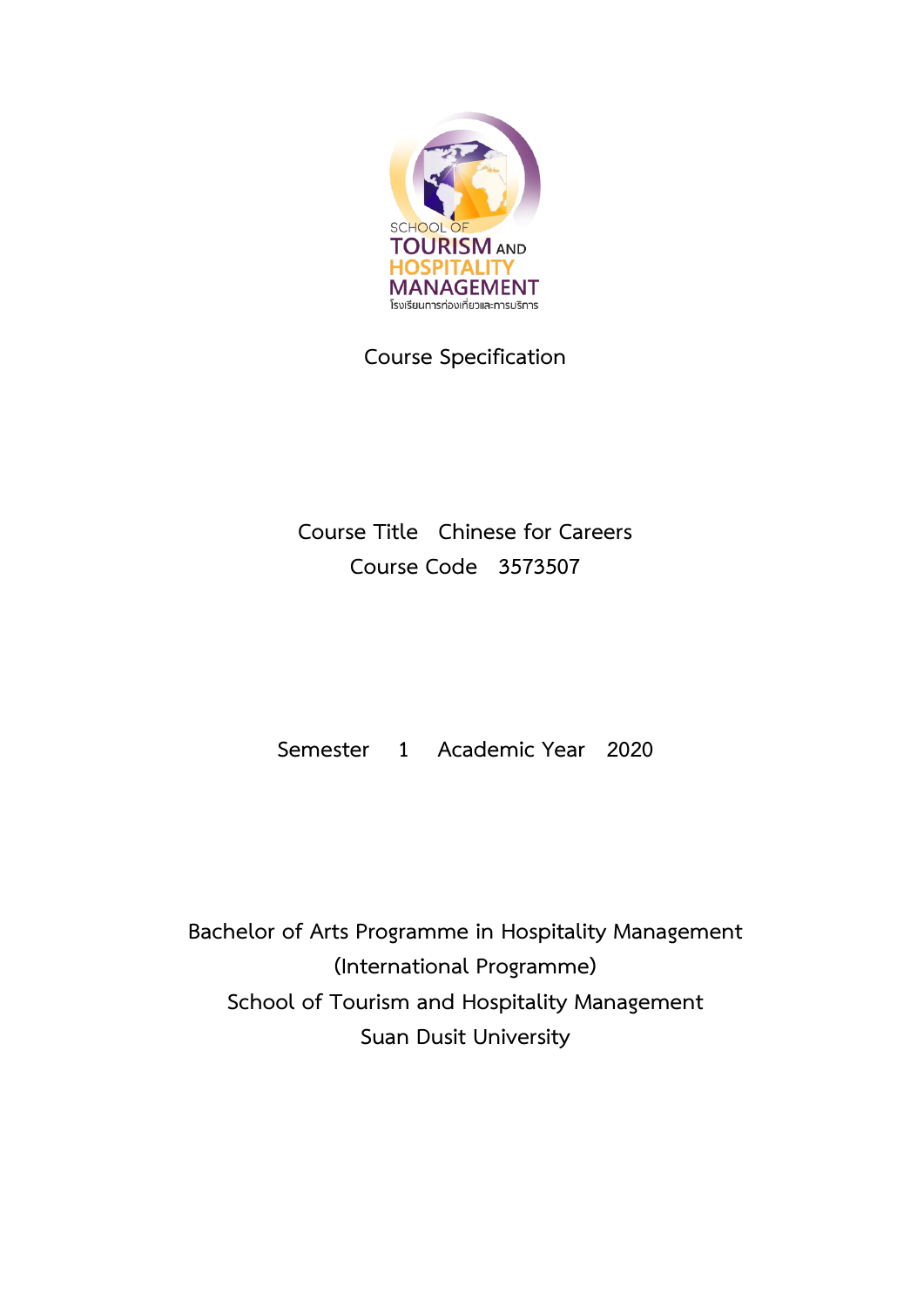SCHOOL OF TOURISM AND HOSPITALITY MANAGEMENT

โรงเรียนการท่องเที่ยวและการบริการ

# Course Specification

Course Title Chinese for Careers

Course Code 3573507

Semester 1 Academic Year 2020

Bachelor of Arts Programme in Hospitality Management

(International Programme)

School of Tourism and Hospitality Management

Suan Dusit University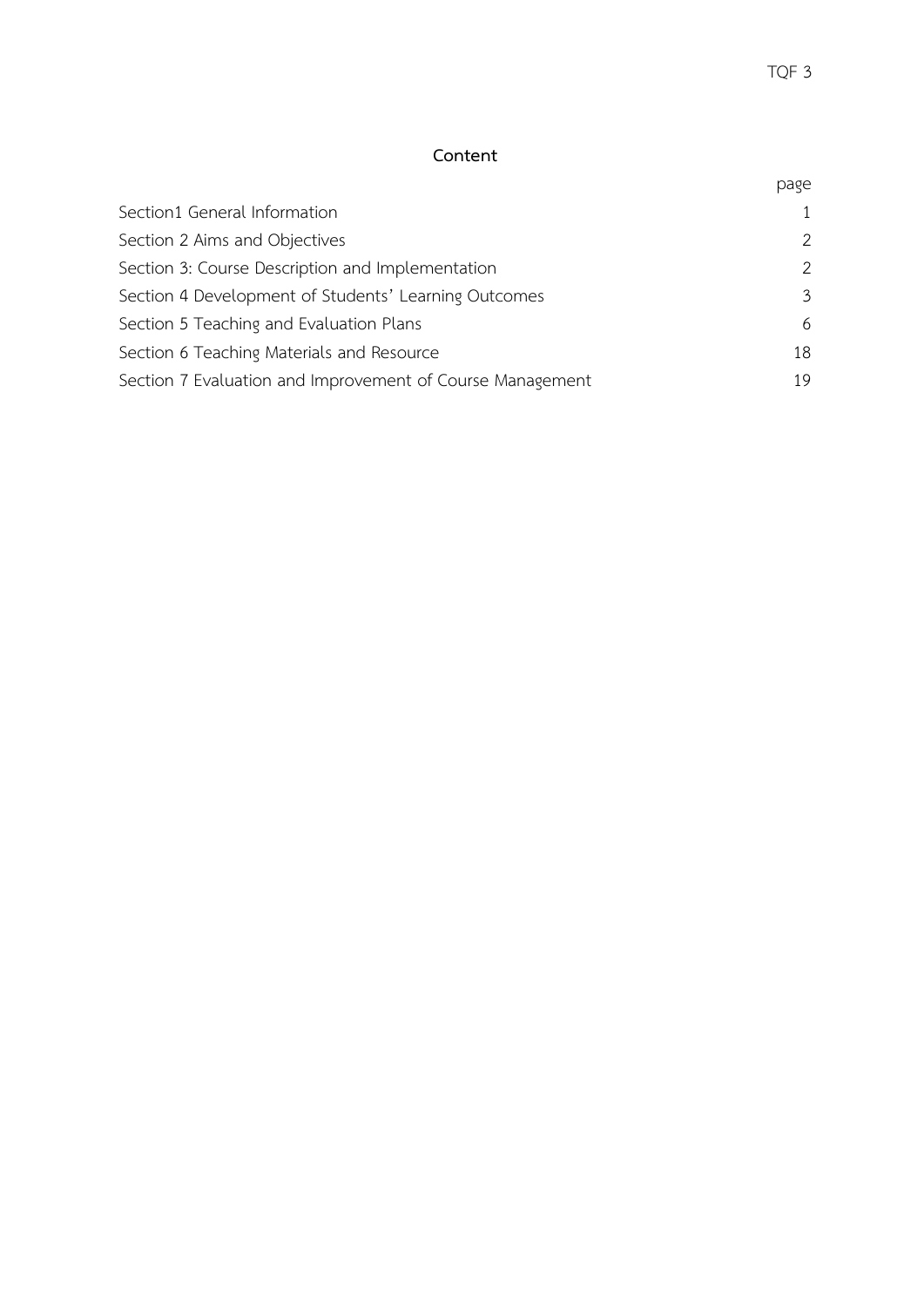# Content

| | page |
|---|---|
| Section1 General Information | 1 |
| Section 2 Aims and Objectives | 2 |
| Section 3: Course Description and Implementation | 2 |
| Section 4 Development of Students' Learning Outcomes | 3 |
| Section 5 Teaching and Evaluation Plans | 6 |
| Section 6 Teaching Materials and Resource | 18 |
| Section 7 Evaluation and Improvement of Course Management | 19 |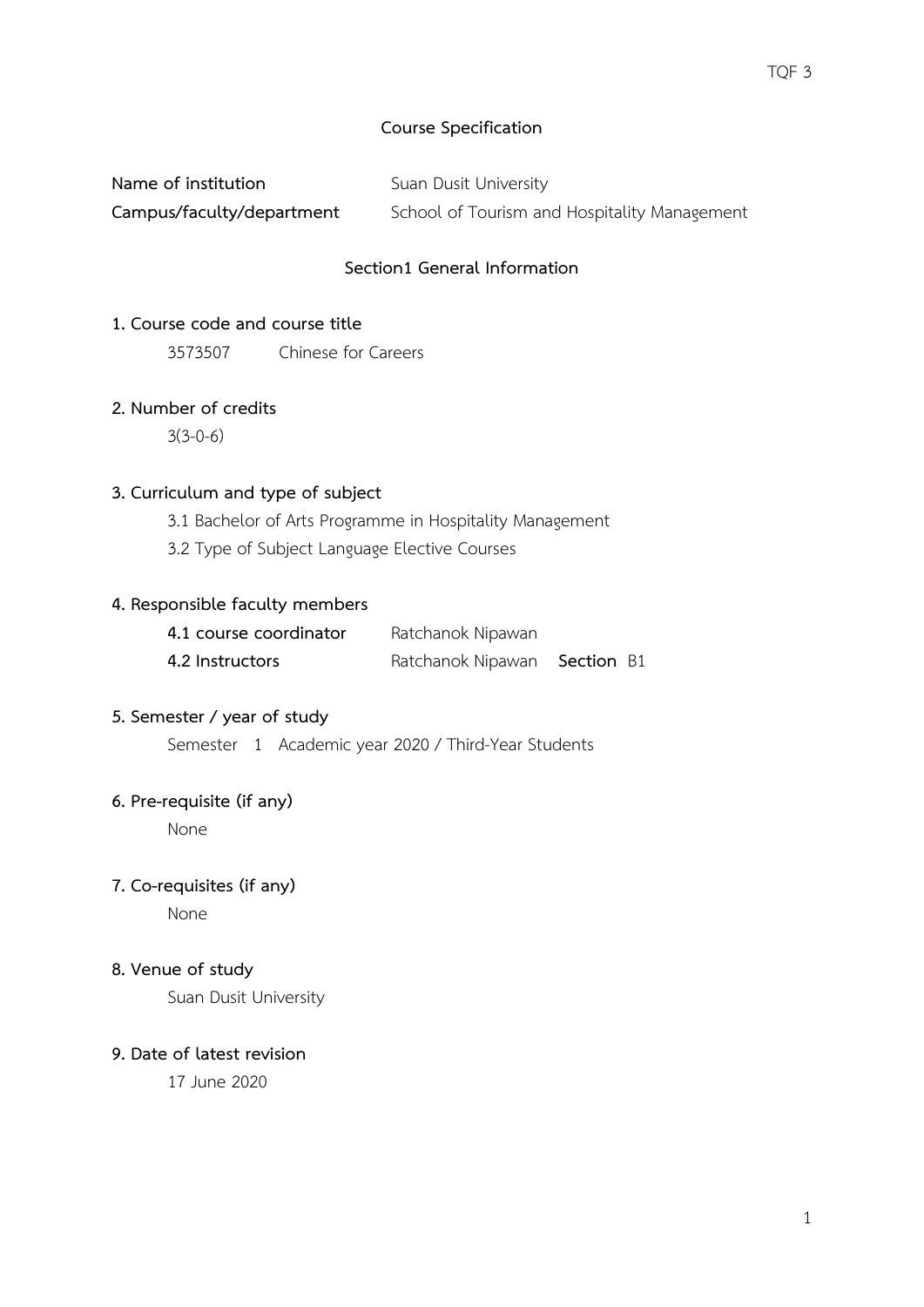# Course Specification

**Name of institution** Suan Dusit University

**Campus/faculty/department** School of Tourism and Hospitality Management

## Section1 General Information

**1. Course code and course title**

3573507 Chinese for Careers

**2. Number of credits**

3(3-0-6)

**3. Curriculum and type of subject**

3.1 Bachelor of Arts Programme in Hospitality Management

3.2 Type of Subject Language Elective Courses

**4. Responsible faculty members**

**4.1 course coordinator** Ratchanok Nipawan

**4.2 Instructors** Ratchanok Nipawan **Section** B1

**5. Semester / year of study**

Semester 1 Academic year 2020 / Third-Year Students

**6. Pre-requisite (if any)**

None

**7. Co-requisites (if any)**

None

**8. Venue of study**

Suan Dusit University

**9. Date of latest revision**

17 June 2020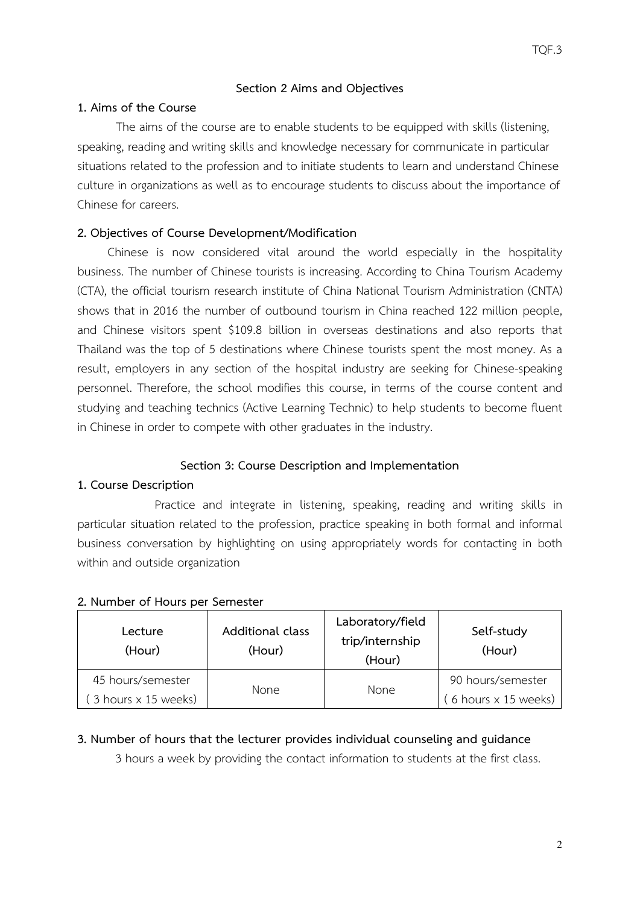## Section 2 Aims and Objectives

### 1. Aims of the Course

The aims of the course are to enable students to be equipped with skills (listening, speaking, reading and writing skills and knowledge necessary for communicate in particular situations related to the profession and to initiate students to learn and understand Chinese culture in organizations as well as to encourage students to discuss about the importance of Chinese for careers.

### 2. Objectives of Course Development/Modification

Chinese is now considered vital around the world especially in the hospitality business. The number of Chinese tourists is increasing. According to China Tourism Academy (CTA), the official tourism research institute of China National Tourism Administration (CNTA) shows that in 2016 the number of outbound tourism in China reached 122 million people, and Chinese visitors spent $109.8 billion in overseas destinations and also reports that Thailand was the top of 5 destinations where Chinese tourists spent the most money. As a result, employers in any section of the hospital industry are seeking for Chinese-speaking personnel. Therefore, the school modifies this course, in terms of the course content and studying and teaching technics (Active Learning Technic) to help students to become fluent in Chinese in order to compete with other graduates in the industry.

## Section 3: Course Description and Implementation

### 1. Course Description

Practice and integrate in listening, speaking, reading and writing skills in particular situation related to the profession, practice speaking in both formal and informal business conversation by highlighting on using appropriately words for contacting in both within and outside organization

### 2. Number of Hours per Semester

| Lecture (Hour) | Additional class (Hour) | Laboratory/field trip/internship (Hour) | Self-study (Hour) |
|---|---|---|---|
| 45 hours/semester ( 3 hours x 15 weeks) | None | None | 90 hours/semester ( 6 hours x 15 weeks) |

### 3. Number of hours that the lecturer provides individual counseling and guidance

3 hours a week by providing the contact information to students at the first class.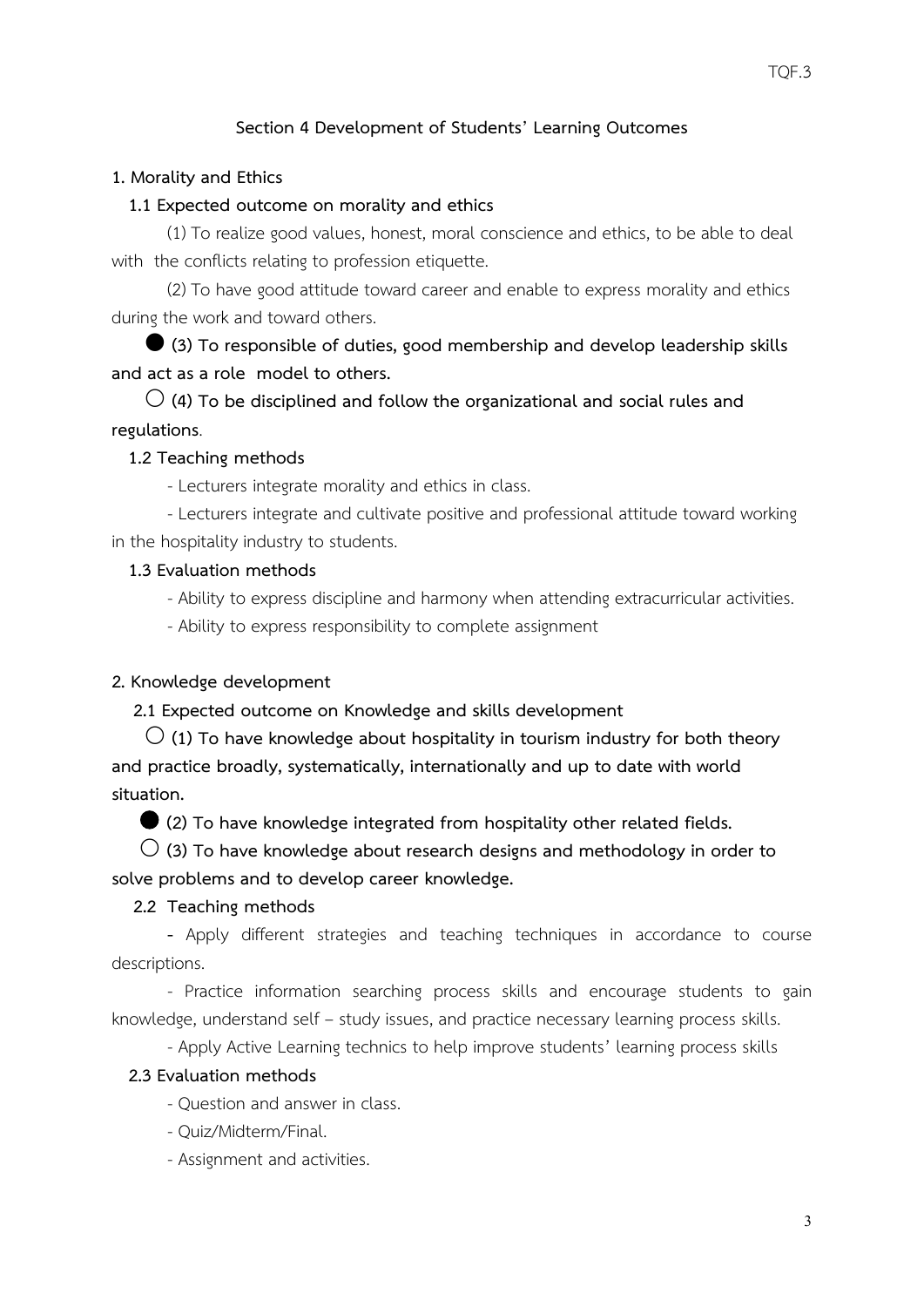### Section 4 Development of Students' Learning Outcomes

**1. Morality and Ethics**

**1.1 Expected outcome on morality and ethics**

(1) To realize good values, honest, moral conscience and ethics, to be able to deal with the conflicts relating to profession etiquette.

(2) To have good attitude toward career and enable to express morality and ethics during the work and toward others.

● **(3) To responsible of duties, good membership and develop leadership skills and act as a role model to others.**

○ **(4) To be disciplined and follow the organizational and social rules and regulations**.

**1.2 Teaching methods**

- Lecturers integrate morality and ethics in class.
- Lecturers integrate and cultivate positive and professional attitude toward working in the hospitality industry to students.

**1.3 Evaluation methods**

- Ability to express discipline and harmony when attending extracurricular activities.
- Ability to express responsibility to complete assignment

**2. Knowledge development**

**2.1 Expected outcome on Knowledge and skills development**

○ **(1) To have knowledge about hospitality in tourism industry for both theory and practice broadly, systematically, internationally and up to date with world situation.**

● **(2) To have knowledge integrated from hospitality other related fields.**

○ **(3) To have knowledge about research designs and methodology in order to solve problems and to develop career knowledge.**

**2.2 Teaching methods**

- Apply different strategies and teaching techniques in accordance to course descriptions.
- Practice information searching process skills and encourage students to gain knowledge, understand self – study issues, and practice necessary learning process skills.
- Apply Active Learning technics to help improve students' learning process skills

**2.3 Evaluation methods**

- Question and answer in class.
- Quiz/Midterm/Final.
- Assignment and activities.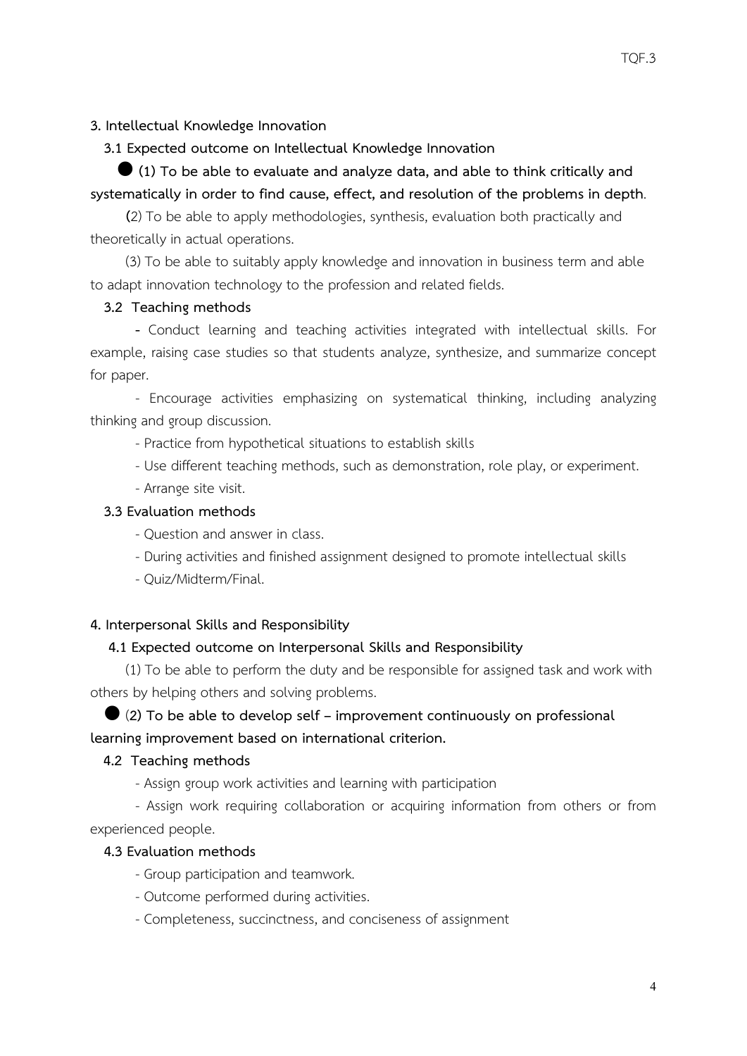### 3. Intellectual Knowledge Innovation

#### 3.1 Expected outcome on Intellectual Knowledge Innovation

● **(1) To be able to evaluate and analyze data, and able to think critically and systematically in order to find cause, effect, and resolution of the problems in depth**.

(2) To be able to apply methodologies, synthesis, evaluation both practically and theoretically in actual operations.

(3) To be able to suitably apply knowledge and innovation in business term and able to adapt innovation technology to the profession and related fields.

#### 3.2 Teaching methods

- Conduct learning and teaching activities integrated with intellectual skills. For example, raising case studies so that students analyze, synthesize, and summarize concept for paper.
- Encourage activities emphasizing on systematical thinking, including analyzing thinking and group discussion.
- Practice from hypothetical situations to establish skills
- Use different teaching methods, such as demonstration, role play, or experiment.
- Arrange site visit.

#### 3.3 Evaluation methods

- Question and answer in class.
- During activities and finished assignment designed to promote intellectual skills
- Quiz/Midterm/Final.

### 4. Interpersonal Skills and Responsibility

#### 4.1 Expected outcome on Interpersonal Skills and Responsibility

(1) To be able to perform the duty and be responsible for assigned task and work with others by helping others and solving problems.

● **(2) To be able to develop self – improvement continuously on professional learning improvement based on international criterion.**

#### 4.2 Teaching methods

- Assign group work activities and learning with participation
- Assign work requiring collaboration or acquiring information from others or from experienced people.

#### 4.3 Evaluation methods

- Group participation and teamwork.
- Outcome performed during activities.
- Completeness, succinctness, and conciseness of assignment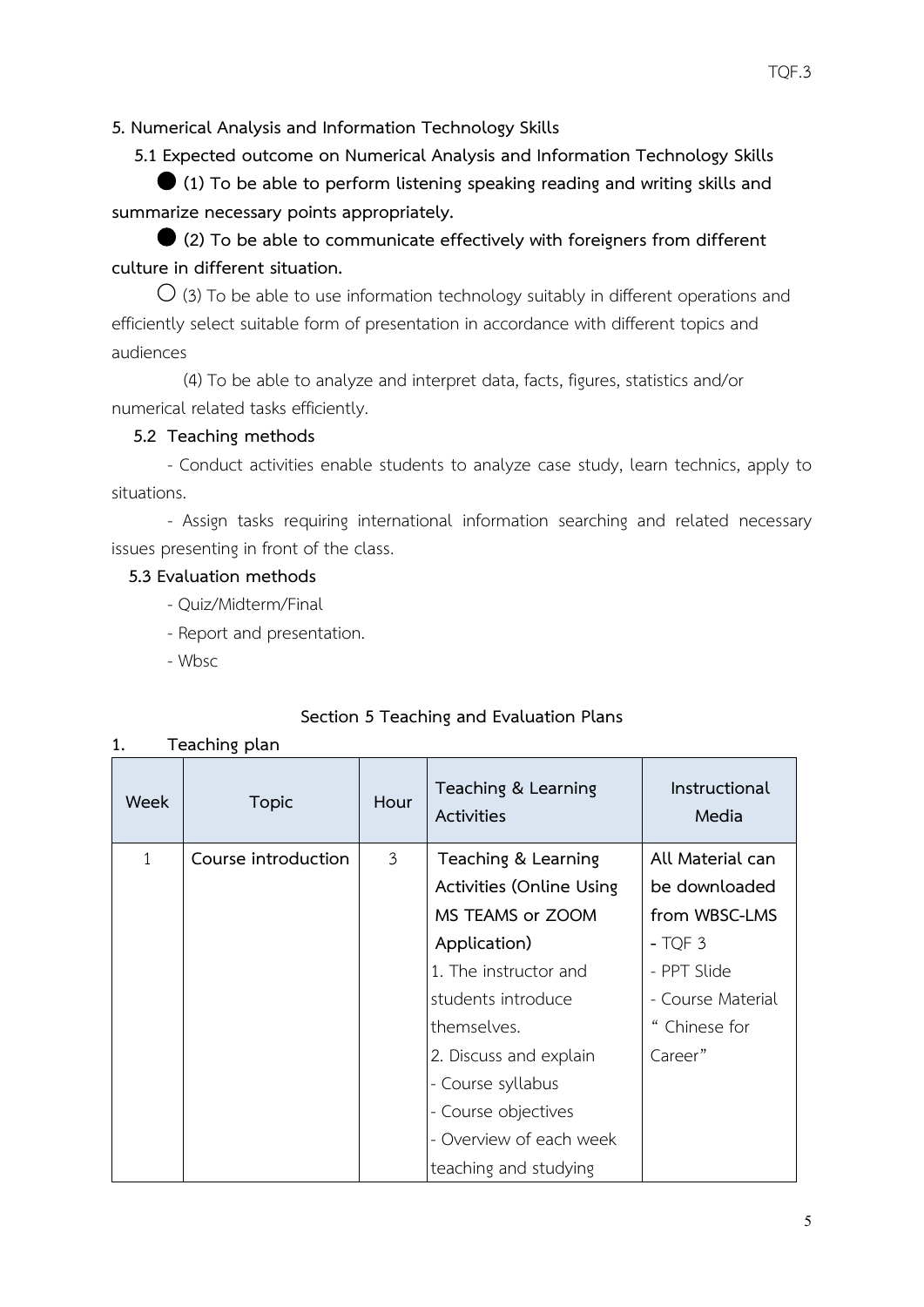**5. Numerical Analysis and Information Technology Skills**

**5.1 Expected outcome on Numerical Analysis and Information Technology Skills**

● **(1) To be able to perform listening speaking reading and writing skills and summarize necessary points appropriately.**

● **(2) To be able to communicate effectively with foreigners from different culture in different situation.**

○ (3) To be able to use information technology suitably in different operations and efficiently select suitable form of presentation in accordance with different topics and audiences

(4) To be able to analyze and interpret data, facts, figures, statistics and/or numerical related tasks efficiently.

**5.2 Teaching methods**

- Conduct activities enable students to analyze case study, learn technics, apply to situations.
- Assign tasks requiring international information searching and related necessary issues presenting in front of the class.

**5.3 Evaluation methods**

- Quiz/Midterm/Final
- Report and presentation.
- Wbsc

## Section 5 Teaching and Evaluation Plans

**1. Teaching plan**

| Week | Topic | Hour | Teaching & Learning Activities | Instructional Media |
|---|---|---|---|---|
| 1 | Course introduction | 3 | **Teaching & Learning Activities (Online Using MS TEAMS or ZOOM Application)**<br>1. The instructor and students introduce themselves.<br>2. Discuss and explain<br>- Course syllabus<br>- Course objectives<br>- Overview of each week teaching and studying | All Material can be downloaded from WBSC-LMS<br>- TQF 3<br>- PPT Slide<br>- Course Material " Chinese for Career" |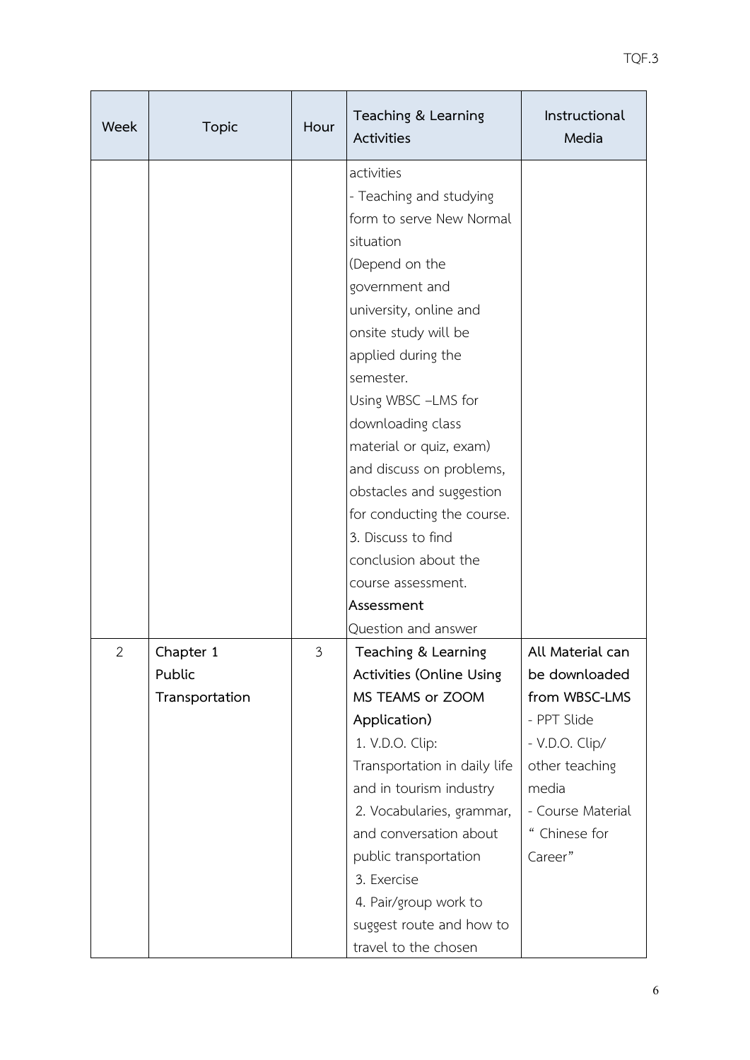| Week | Topic | Hour | Teaching & Learning Activities | Instructional Media |
|---|---|---|---|---|
| | | | activities<br>- Teaching and studying form to serve New Normal situation<br>(Depend on the government and university, online and onsite study will be applied during the semester.<br>Using WBSC –LMS for downloading class material or quiz, exam)<br>and discuss on problems, obstacles and suggestion for conducting the course.<br>3. Discuss to find conclusion about the course assessment.<br>**Assessment**<br>Question and answer | |
| 2 | **Chapter 1 Public Transportation** | 3 | **Teaching & Learning Activities (Online Using MS TEAMS or ZOOM Application)**<br>1. V.D.O. Clip: Transportation in daily life and in tourism industry<br>2. Vocabularies, grammar, and conversation about public transportation<br>3. Exercise<br>4. Pair/group work to suggest route and how to travel to the chosen | **All Material can be downloaded from WBSC-LMS**<br>- PPT Slide<br>- V.D.O. Clip/ other teaching media<br>- Course Material " Chinese for Career" |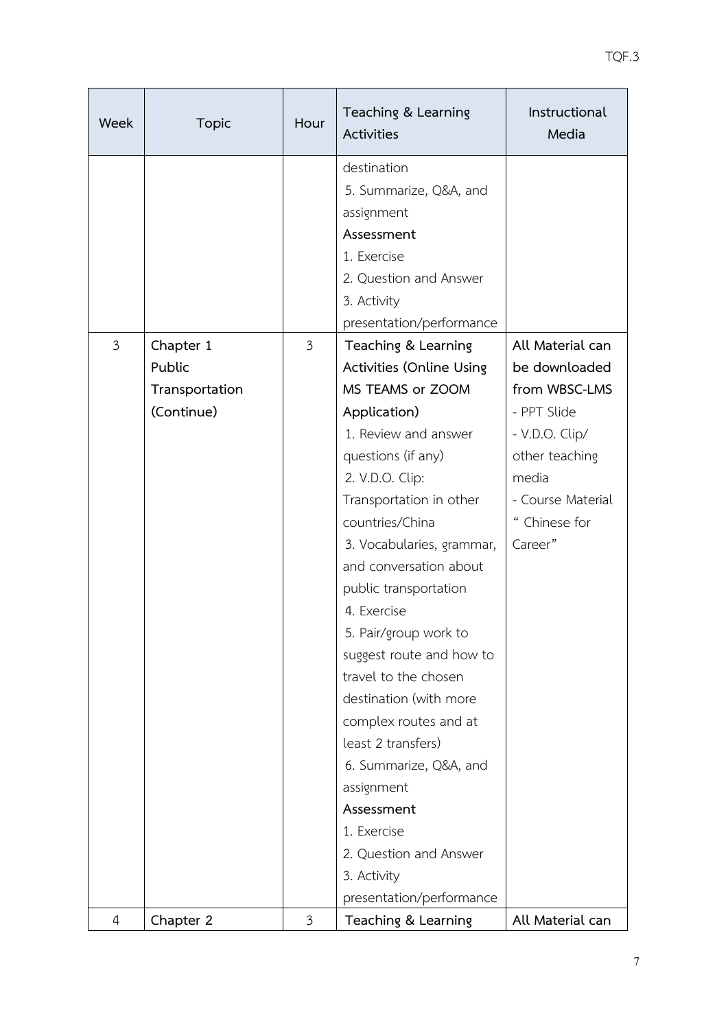| Week | Topic | Hour | Teaching & Learning Activities | Instructional Media |
|---|---|---|---|---|
| | | | destination<br>5. Summarize, Q&A, and assignment<br>**Assessment**<br>1. Exercise<br>2. Question and Answer<br>3. Activity presentation/performance | |
| 3 | **Chapter 1 Public Transportation (Continue)** | 3 | **Teaching & Learning Activities (Online Using MS TEAMS or ZOOM Application)**<br>1. Review and answer questions (if any)<br>2. V.D.O. Clip: Transportation in other countries/China<br>3. Vocabularies, grammar, and conversation about public transportation<br>4. Exercise<br>5. Pair/group work to suggest route and how to travel to the chosen destination (with more complex routes and at least 2 transfers)<br>6. Summarize, Q&A, and assignment<br>**Assessment**<br>1. Exercise<br>2. Question and Answer<br>3. Activity presentation/performance | **All Material can be downloaded from WBSC-LMS**<br>- PPT Slide<br>- V.D.O. Clip/ other teaching media<br>- Course Material " Chinese for Career" |
| 4 | **Chapter 2** | 3 | **Teaching & Learning** | **All Material can** |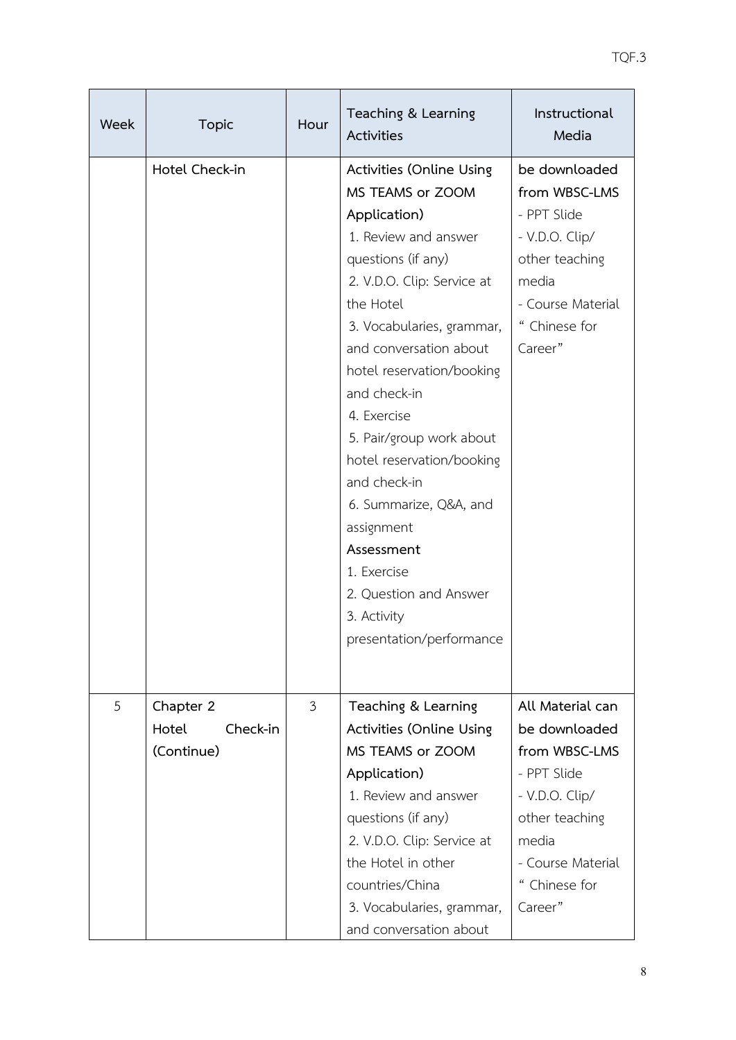| Week | Topic | Hour | Teaching & Learning Activities | Instructional Media |
|---|---|---|---|---|
| | **Hotel Check-in** | | **Activities (Online Using MS TEAMS or ZOOM Application)**<br>1. Review and answer questions (if any)<br>2. V.D.O. Clip: Service at the Hotel<br>3. Vocabularies, grammar, and conversation about hotel reservation/booking and check-in<br>4. Exercise<br>5. Pair/group work about hotel reservation/booking and check-in<br>6. Summarize, Q&A, and assignment<br>**Assessment**<br>1. Exercise<br>2. Question and Answer<br>3. Activity presentation/performance | **be downloaded from WBSC-LMS**<br>- PPT Slide<br>- V.D.O. Clip/ other teaching media<br>- Course Material " Chinese for Career" |
| 5 | **Chapter 2**<br>**Hotel Check-in (Continue)** | 3 | **Teaching & Learning Activities (Online Using MS TEAMS or ZOOM Application)**<br>1. Review and answer questions (if any)<br>2. V.D.O. Clip: Service at the Hotel in other countries/China<br>3. Vocabularies, grammar, and conversation about | **All Material can be downloaded from WBSC-LMS**<br>- PPT Slide<br>- V.D.O. Clip/ other teaching media<br>- Course Material " Chinese for Career" |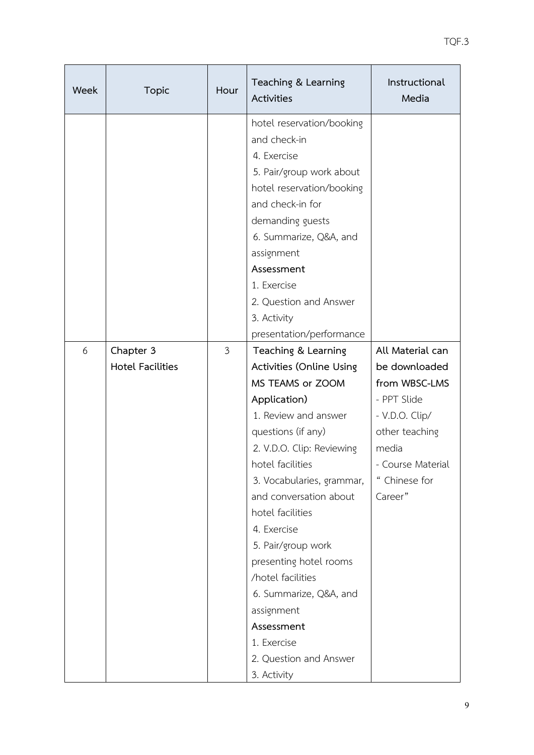| Week | Topic | Hour | Teaching & Learning Activities | Instructional Media |
|---|---|---|---|---|
| | | | hotel reservation/booking and check-in<br>4. Exercise<br>5. Pair/group work about hotel reservation/booking and check-in for demanding guests<br>6. Summarize, Q&A, and assignment<br>**Assessment**<br>1. Exercise<br>2. Question and Answer<br>3. Activity presentation/performance | |
| 6 | **Chapter 3 Hotel Facilities** | 3 | **Teaching & Learning Activities (Online Using MS TEAMS or ZOOM Application)**<br>1. Review and answer questions (if any)<br>2. V.D.O. Clip: Reviewing hotel facilities<br>3. Vocabularies, grammar, and conversation about hotel facilities<br>4. Exercise<br>5. Pair/group work presenting hotel rooms /hotel facilities<br>6. Summarize, Q&A, and assignment<br>**Assessment**<br>1. Exercise<br>2. Question and Answer<br>3. Activity | **All Material can be downloaded from WBSC-LMS**<br>- PPT Slide<br>- V.D.O. Clip/ other teaching media<br>- Course Material " Chinese for Career" |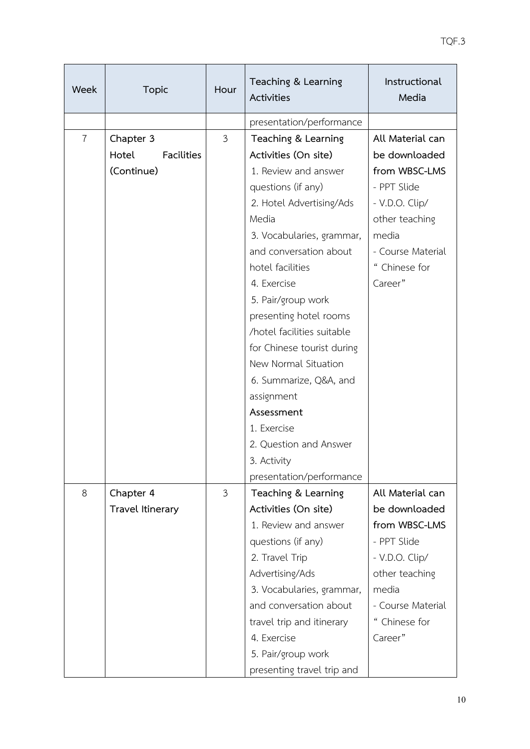| Week | Topic | Hour | Teaching & Learning Activities | Instructional Media |
|---|---|---|---|---|
| | | | presentation/performance | |
| 7 | **Chapter 3 Hotel Facilities (Continue)** | 3 | **Teaching & Learning Activities (On site)**<br>1. Review and answer questions (if any)<br>2. Hotel Advertising/Ads Media<br>3. Vocabularies, grammar, and conversation about hotel facilities<br>4. Exercise<br>5. Pair/group work presenting hotel rooms /hotel facilities suitable for Chinese tourist during New Normal Situation<br>6. Summarize, Q&A, and assignment<br>**Assessment**<br>1. Exercise<br>2. Question and Answer<br>3. Activity presentation/performance | **All Material can be downloaded from WBSC-LMS**<br>- PPT Slide<br>- V.D.O. Clip/ other teaching media<br>- Course Material " Chinese for Career" |
| 8 | **Chapter 4 Travel Itinerary** | 3 | **Teaching & Learning Activities (On site)**<br>1. Review and answer questions (if any)<br>2. Travel Trip Advertising/Ads<br>3. Vocabularies, grammar, and conversation about travel trip and itinerary<br>4. Exercise<br>5. Pair/group work presenting travel trip and | **All Material can be downloaded from WBSC-LMS**<br>- PPT Slide<br>- V.D.O. Clip/ other teaching media<br>- Course Material " Chinese for Career" |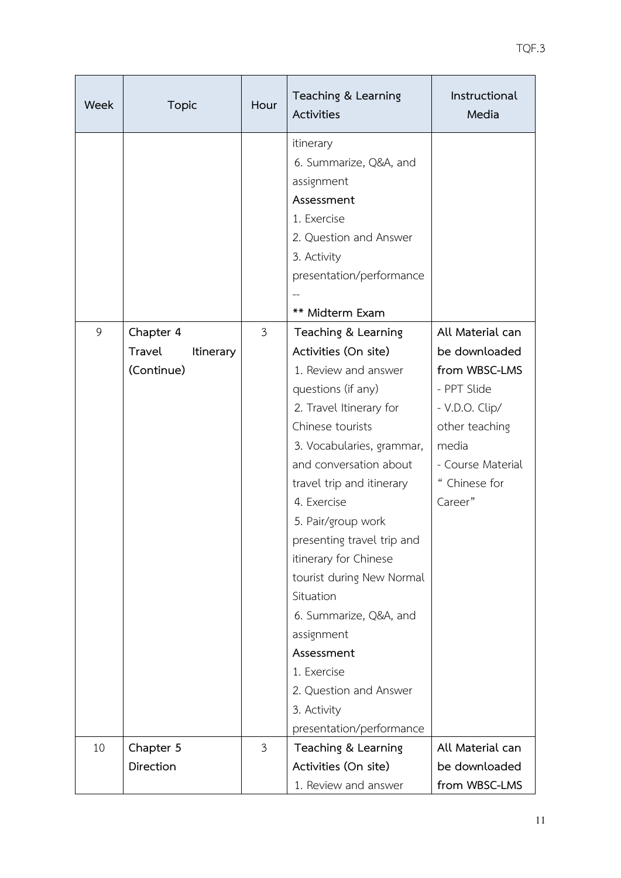| Week | Topic | Hour | Teaching & Learning Activities | Instructional Media |
|---|---|---|---|---|
| | | | itinerary<br>6. Summarize, Q&A, and assignment<br>**Assessment**<br>1. Exercise<br>2. Question and Answer<br>3. Activity presentation/performance<br>--<br>**** Midterm Exam** | |
| 9 | **Chapter 4**<br>**Travel Itinerary (Continue)** | 3 | **Teaching & Learning Activities (On site)**<br>1. Review and answer questions (if any)<br>2. Travel Itinerary for Chinese tourists<br>3. Vocabularies, grammar, and conversation about travel trip and itinerary<br>4. Exercise<br>5. Pair/group work presenting travel trip and itinerary for Chinese tourist during New Normal Situation<br>6. Summarize, Q&A, and assignment<br>**Assessment**<br>1. Exercise<br>2. Question and Answer<br>3. Activity presentation/performance | **All Material can be downloaded from WBSC-LMS**<br>- PPT Slide<br>- V.D.O. Clip/ other teaching media<br>- Course Material " Chinese for Career" |
| 10 | **Chapter 5**<br>**Direction** | 3 | **Teaching & Learning Activities (On site)**<br>1. Review and answer | **All Material can be downloaded from WBSC-LMS** |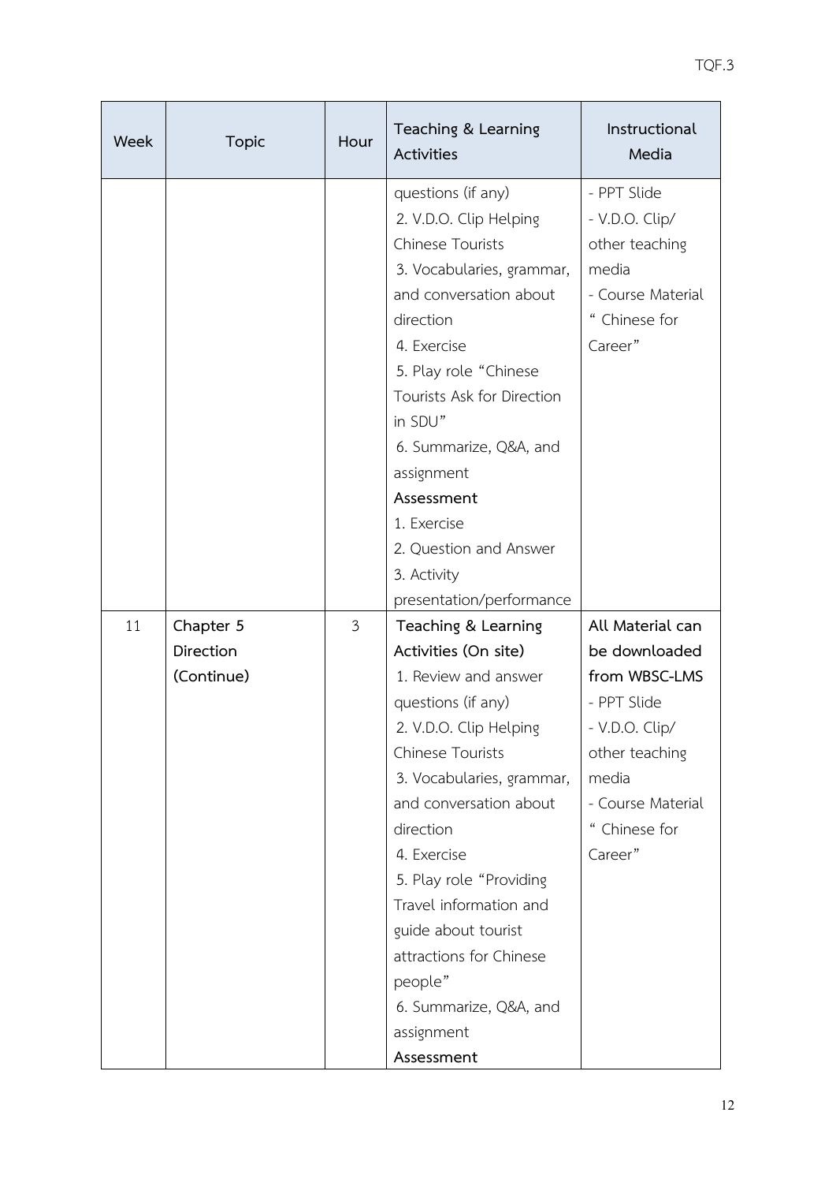| Week | Topic | Hour | Teaching & Learning Activities | Instructional Media |
|---|---|---|---|---|
| | | | questions (if any)<br>2. V.D.O. Clip Helping Chinese Tourists<br>3. Vocabularies, grammar, and conversation about direction<br>4. Exercise<br>5. Play role "Chinese Tourists Ask for Direction in SDU"<br>6. Summarize, Q&A, and assignment<br>**Assessment**<br>1. Exercise<br>2. Question and Answer<br>3. Activity presentation/performance | - PPT Slide<br>- V.D.O. Clip/ other teaching media<br>- Course Material " Chinese for Career" |
| 11 | **Chapter 5 Direction (Continue)** | 3 | **Teaching & Learning Activities (On site)**<br>1. Review and answer questions (if any)<br>2. V.D.O. Clip Helping Chinese Tourists<br>3. Vocabularies, grammar, and conversation about direction<br>4. Exercise<br>5. Play role "Providing Travel information and guide about tourist attractions for Chinese people"<br>6. Summarize, Q&A, and assignment<br>**Assessment** | **All Material can be downloaded from WBSC-LMS**<br>- PPT Slide<br>- V.D.O. Clip/ other teaching media<br>- Course Material " Chinese for Career" |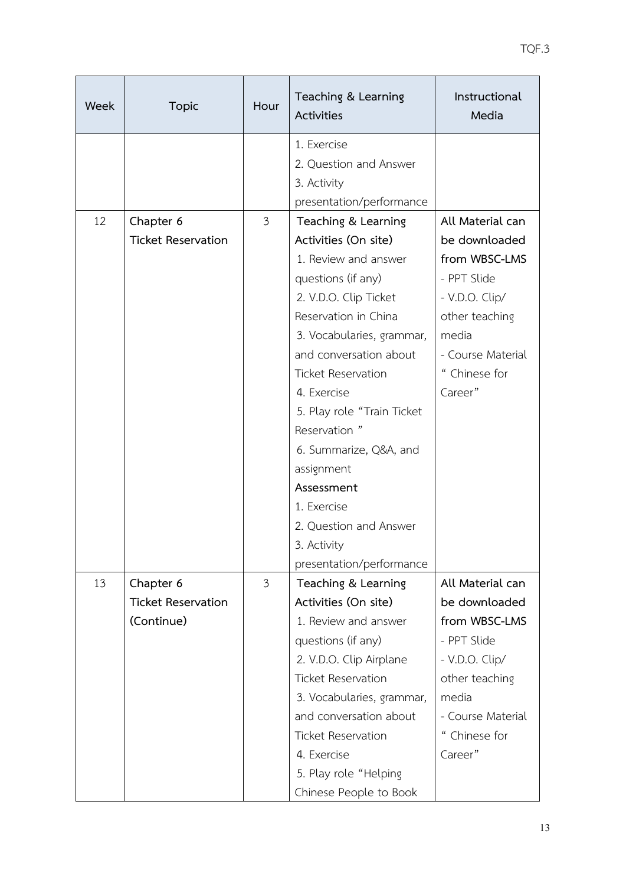| Week | Topic | Hour | Teaching & Learning Activities | Instructional Media |
|---|---|---|---|---|
| | | | 1. Exercise<br>2. Question and Answer<br>3. Activity presentation/performance | |
| 12 | Chapter 6<br>Ticket Reservation | 3 | **Teaching & Learning Activities (On site)**<br>1. Review and answer questions (if any)<br>2. V.D.O. Clip Ticket Reservation in China<br>3. Vocabularies, grammar, and conversation about Ticket Reservation<br>4. Exercise<br>5. Play role "Train Ticket Reservation "<br>6. Summarize, Q&A, and assignment<br>**Assessment**<br>1. Exercise<br>2. Question and Answer<br>3. Activity presentation/performance | **All Material can be downloaded from WBSC-LMS**<br>- PPT Slide<br>- V.D.O. Clip/ other teaching media<br>- Course Material " Chinese for Career" |
| 13 | Chapter 6<br>Ticket Reservation (Continue) | 3 | **Teaching & Learning Activities (On site)**<br>1. Review and answer questions (if any)<br>2. V.D.O. Clip Airplane Ticket Reservation<br>3. Vocabularies, grammar, and conversation about Ticket Reservation<br>4. Exercise<br>5. Play role "Helping Chinese People to Book | **All Material can be downloaded from WBSC-LMS**<br>- PPT Slide<br>- V.D.O. Clip/ other teaching media<br>- Course Material " Chinese for Career" |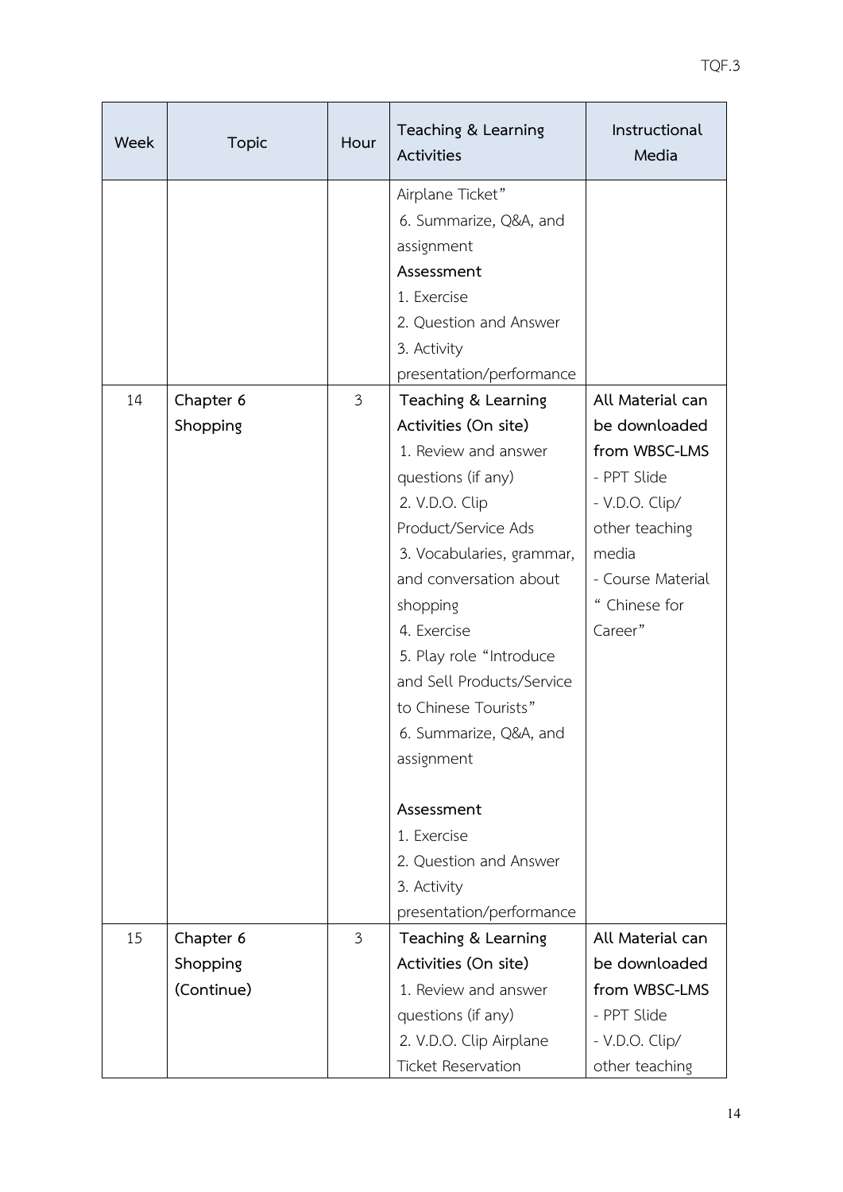| Week | Topic | Hour | Teaching & Learning Activities | Instructional Media |
|---|---|---|---|---|
| | | | Airplane Ticket"<br>6. Summarize, Q&A, and assignment<br>**Assessment**<br>1. Exercise<br>2. Question and Answer<br>3. Activity presentation/performance | |
| 14 | **Chapter 6**<br>**Shopping** | 3 | **Teaching & Learning Activities (On site)**<br>1. Review and answer questions (if any)<br>2. V.D.O. Clip Product/Service Ads<br>3. Vocabularies, grammar, and conversation about shopping<br>4. Exercise<br>5. Play role "Introduce and Sell Products/Service to Chinese Tourists"<br>6. Summarize, Q&A, and assignment<br><br>**Assessment**<br>1. Exercise<br>2. Question and Answer<br>3. Activity presentation/performance | **All Material can be downloaded from WBSC-LMS**<br>- PPT Slide<br>- V.D.O. Clip/ other teaching media<br>- Course Material " Chinese for Career" |
| 15 | **Chapter 6**<br>**Shopping**<br>**(Continue)** | 3 | **Teaching & Learning Activities (On site)**<br>1. Review and answer questions (if any)<br>2. V.D.O. Clip Airplane Ticket Reservation | **All Material can be downloaded from WBSC-LMS**<br>- PPT Slide<br>- V.D.O. Clip/ other teaching |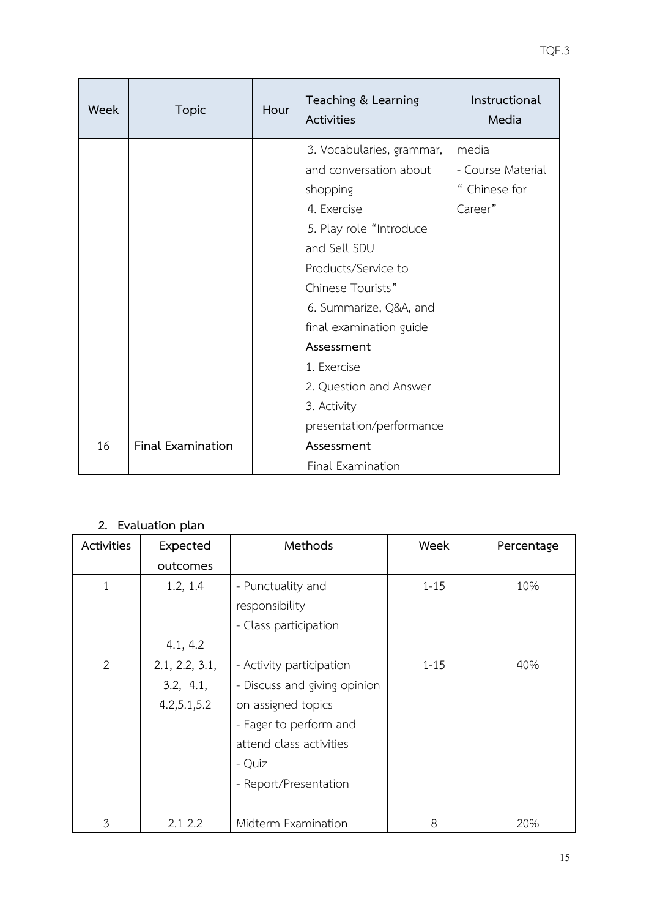| Week | Topic | Hour | Teaching & Learning Activities | Instructional Media |
|---|---|---|---|---|
| | | | 3. Vocabularies, grammar, and conversation about shopping<br>4. Exercise<br>5. Play role "Introduce and Sell SDU Products/Service to Chinese Tourists"<br>6. Summarize, Q&A, and final examination guide<br>**Assessment**<br>1. Exercise<br>2. Question and Answer<br>3. Activity presentation/performance | media<br>- Course Material " Chinese for Career" |
| 16 | **Final Examination** | | **Assessment**<br>Final Examination | |

## 2. Evaluation plan

| Activities | Expected outcomes | Methods | Week | Percentage |
|---|---|---|---|---|
| 1 | 1.2, 1.4<br><br>4.1, 4.2 | - Punctuality and responsibility<br>- Class participation | 1-15 | 10% |
| 2 | 2.1, 2.2, 3.1, 3.2, 4.1, 4.2,5.1,5.2 | - Activity participation<br>- Discuss and giving opinion on assigned topics<br>- Eager to perform and attend class activities<br>- Quiz<br>- Report/Presentation | 1-15 | 40% |
| 3 | 2.1 2.2 | Midterm Examination | 8 | 20% |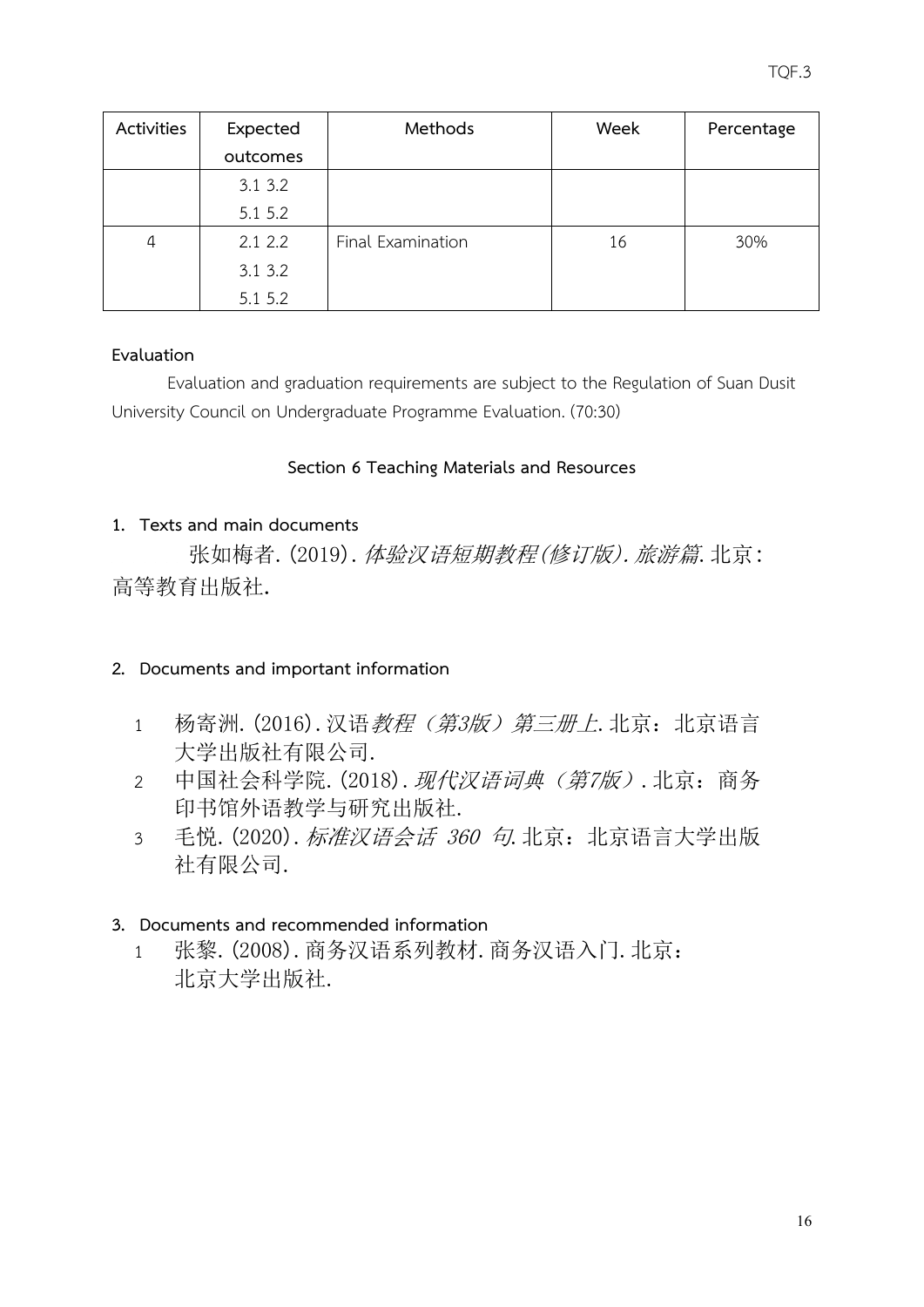| Activities | Expected outcomes | Methods | Week | Percentage |
|---|---|---|---|---|
| | 3.1 3.2<br>5.1 5.2 | | | |
| 4 | 2.1 2.2<br>3.1 3.2<br>5.1 5.2 | Final Examination | 16 | 30% |

**Evaluation**

Evaluation and graduation requirements are subject to the Regulation of Suan Dusit University Council on Undergraduate Programme Evaluation. (70:30)

## Section 6 Teaching Materials and Resources

**1. Texts and main documents**

张如梅者. (2019). *体验汉语短期教程(修订版). 旅游篇*. 北京：高等教育出版社.

**2. Documents and important information**

1 杨寄洲. (2016). 汉语*教程（第3版）第三册上*. 北京：北京语言大学出版社有限公司.

2 中国社会科学院. (2018). *现代汉语词典（第7版）*. 北京：商务印书馆外语教学与研究出版社.

3 毛悦. (2020). *标准汉语会话 360 句*. 北京：北京语言大学出版社有限公司.

**3. Documents and recommended information**

1 张黎. (2008). 商务汉语系列教材. 商务汉语入门. 北京：北京大学出版社.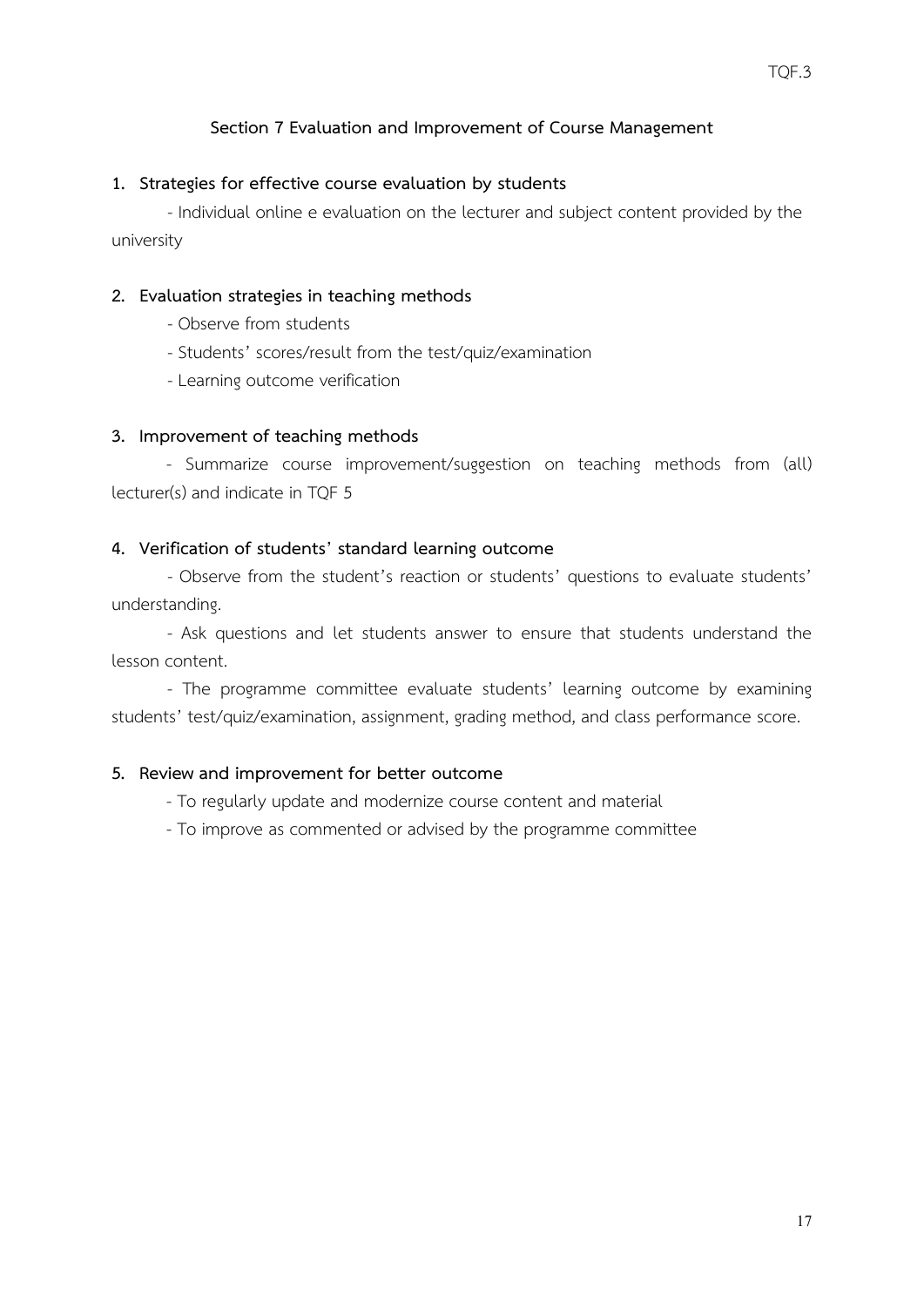## Section 7 Evaluation and Improvement of Course Management

### 1. Strategies for effective course evaluation by students

- Individual online e evaluation on the lecturer and subject content provided by the university

### 2. Evaluation strategies in teaching methods

- Observe from students
- Students' scores/result from the test/quiz/examination
- Learning outcome verification

### 3. Improvement of teaching methods

- Summarize course improvement/suggestion on teaching methods from (all) lecturer(s) and indicate in TQF 5

### 4. Verification of students' standard learning outcome

- Observe from the student's reaction or students' questions to evaluate students' understanding.
- Ask questions and let students answer to ensure that students understand the lesson content.
- The programme committee evaluate students' learning outcome by examining students' test/quiz/examination, assignment, grading method, and class performance score.

### 5. Review and improvement for better outcome

- To regularly update and modernize course content and material
- To improve as commented or advised by the programme committee